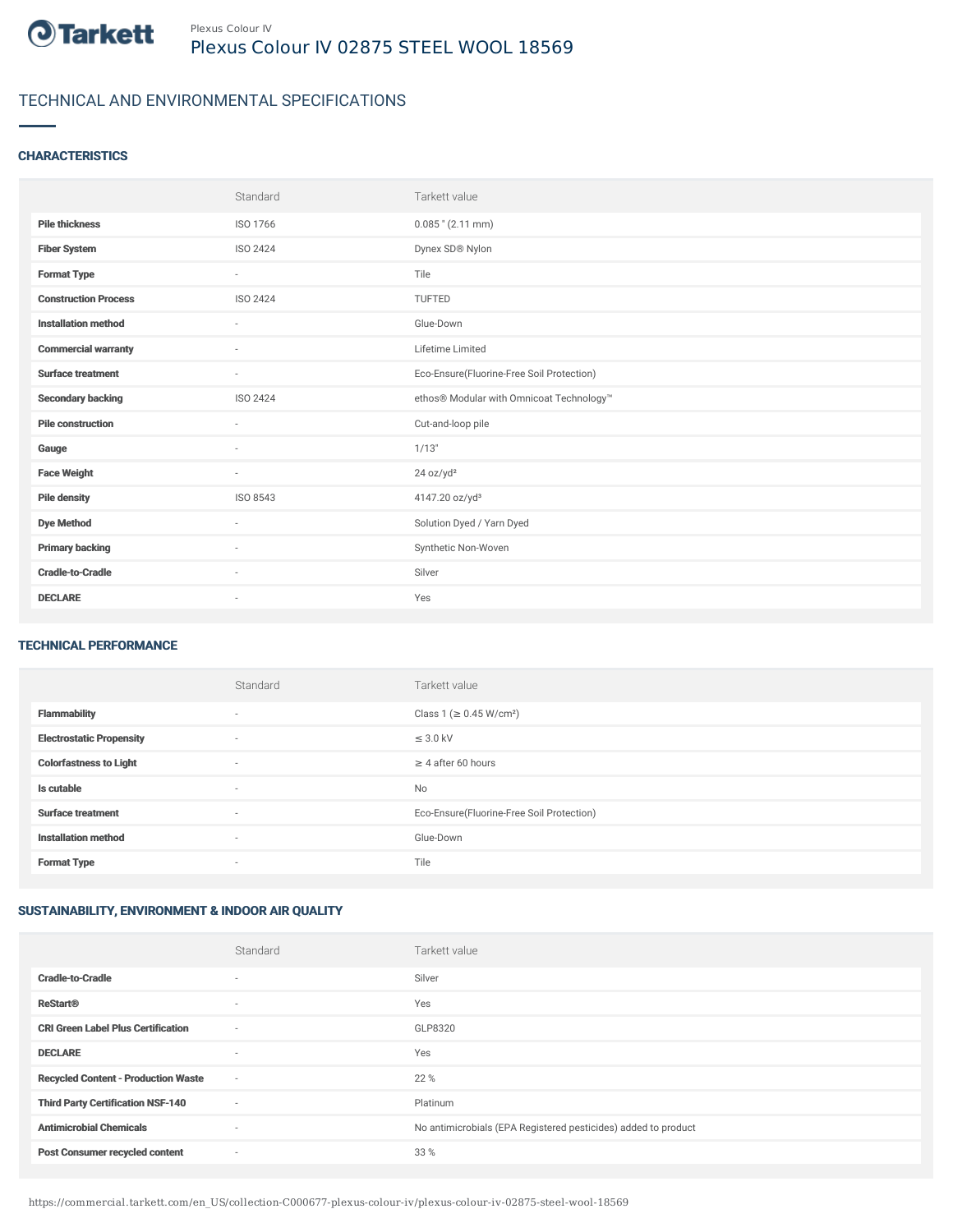Tarkett

Plexus Colour IV

# Plexus Colour IV 02875 STEEL WOOL 18569

## TECHNICAL AND ENVIRONMENTAL SPECIFICATIONS

### CHARACTERISTICS

| | Standard | Tarkett value |
|---|---|---|
| **Pile thickness** | ISO 1766 | 0.085 " (2.11 mm) |
| **Fiber System** | ISO 2424 | Dynex SD® Nylon |
| **Format Type** | - | Tile |
| **Construction Process** | ISO 2424 | TUFTED |
| **Installation method** | - | Glue-Down |
| **Commercial warranty** | - | Lifetime Limited |
| **Surface treatment** | - | Eco-Ensure(Fluorine-Free Soil Protection) |
| **Secondary backing** | ISO 2424 | ethos® Modular with Omnicoat Technology™ |
| **Pile construction** | - | Cut-and-loop pile |
| **Gauge** | - | 1/13" |
| **Face Weight** | - | 24 oz/yd² |
| **Pile density** | ISO 8543 | 4147.20 oz/yd³ |
| **Dye Method** | - | Solution Dyed / Yarn Dyed |
| **Primary backing** | - | Synthetic Non-Woven |
| **Cradle-to-Cradle** | - | Silver |
| **DECLARE** | - | Yes |

### TECHNICAL PERFORMANCE

| | Standard | Tarkett value |
|---|---|---|
| **Flammability** | - | Class 1 (≥ 0.45 W/cm²) |
| **Electrostatic Propensity** | - | ≤ 3.0 kV |
| **Colorfastness to Light** | - | ≥ 4 after 60 hours |
| **Is cutable** | - | No |
| **Surface treatment** | - | Eco-Ensure(Fluorine-Free Soil Protection) |
| **Installation method** | - | Glue-Down |
| **Format Type** | - | Tile |

### SUSTAINABILITY, ENVIRONMENT & INDOOR AIR QUALITY

| | Standard | Tarkett value |
|---|---|---|
| **Cradle-to-Cradle** | - | Silver |
| **ReStart®** | - | Yes |
| **CRI Green Label Plus Certification** | - | GLP8320 |
| **DECLARE** | - | Yes |
| **Recycled Content - Production Waste** | - | 22 % |
| **Third Party Certification NSF-140** | - | Platinum |
| **Antimicrobial Chemicals** | - | No antimicrobials (EPA Registered pesticides) added to product |
| **Post Consumer recycled content** | - | 33 % |

https://commercial.tarkett.com/en_US/collection-C000677-plexus-colour-iv/plexus-colour-iv-02875-steel-wool-18569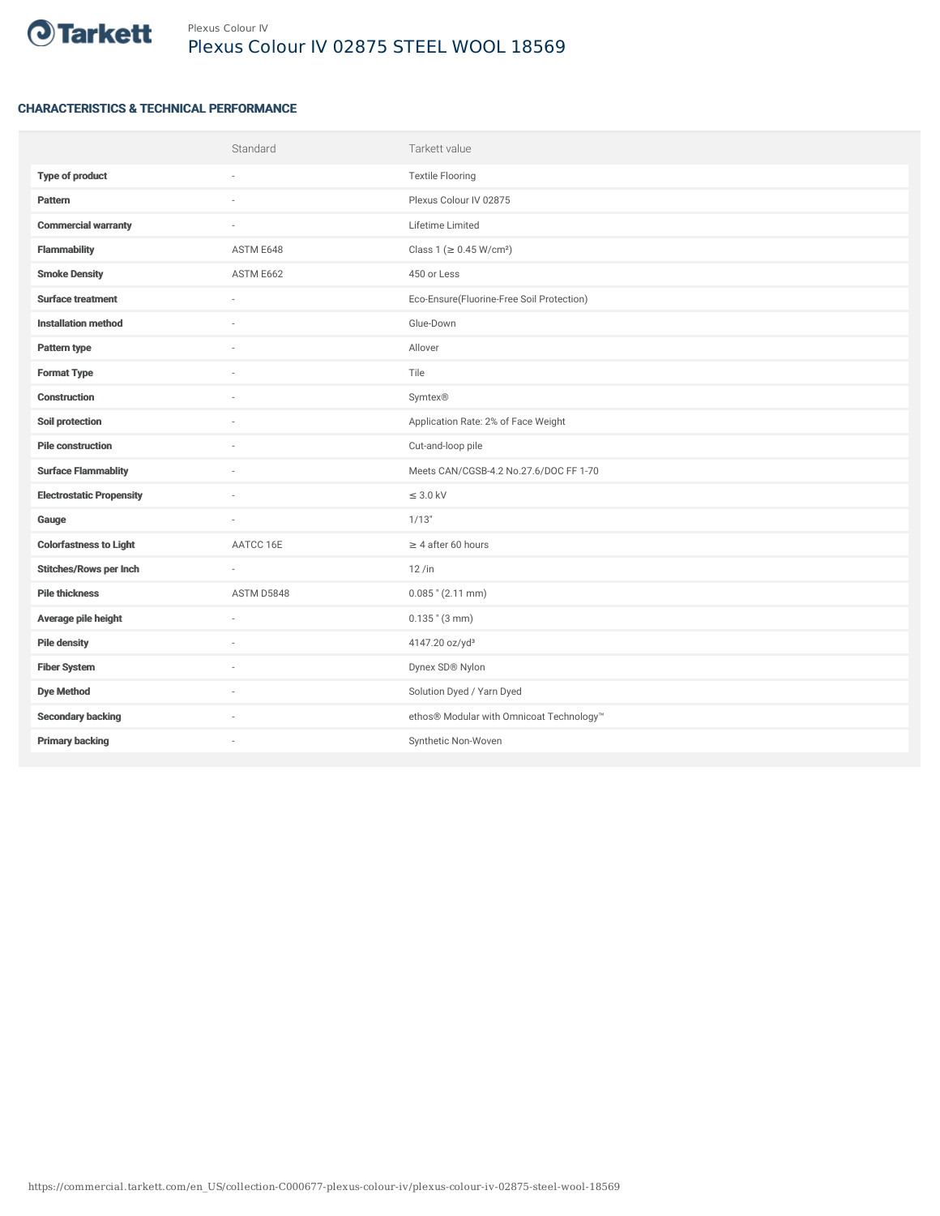Plexus Colour IV

# Plexus Colour IV 02875 STEEL WOOL 18569

## CHARACTERISTICS & TECHNICAL PERFORMANCE

| | Standard | Tarkett value |
|---|---|---|
| **Type of product** | - | Textile Flooring |
| **Pattern** | - | Plexus Colour IV 02875 |
| **Commercial warranty** | - | Lifetime Limited |
| **Flammability** | ASTM E648 | Class 1 (≥ 0.45 W/cm²) |
| **Smoke Density** | ASTM E662 | 450 or Less |
| **Surface treatment** | - | Eco-Ensure(Fluorine-Free Soil Protection) |
| **Installation method** | - | Glue-Down |
| **Pattern type** | - | Allover |
| **Format Type** | - | Tile |
| **Construction** | - | Symtex® |
| **Soil protection** | - | Application Rate: 2% of Face Weight |
| **Pile construction** | - | Cut-and-loop pile |
| **Surface Flammablity** | - | Meets CAN/CGSB-4.2 No.27.6/DOC FF 1-70 |
| **Electrostatic Propensity** | - | ≤ 3.0 kV |
| **Gauge** | - | 1/13" |
| **Colorfastness to Light** | AATCC 16E | ≥ 4 after 60 hours |
| **Stitches/Rows per Inch** | - | 12 /in |
| **Pile thickness** | ASTM D5848 | 0.085 " (2.11 mm) |
| **Average pile height** | - | 0.135 " (3 mm) |
| **Pile density** | - | 4147.20 oz/yd³ |
| **Fiber System** | - | Dynex SD® Nylon |
| **Dye Method** | - | Solution Dyed / Yarn Dyed |
| **Secondary backing** | - | ethos® Modular with Omnicoat Technology™ |
| **Primary backing** | - | Synthetic Non-Woven |